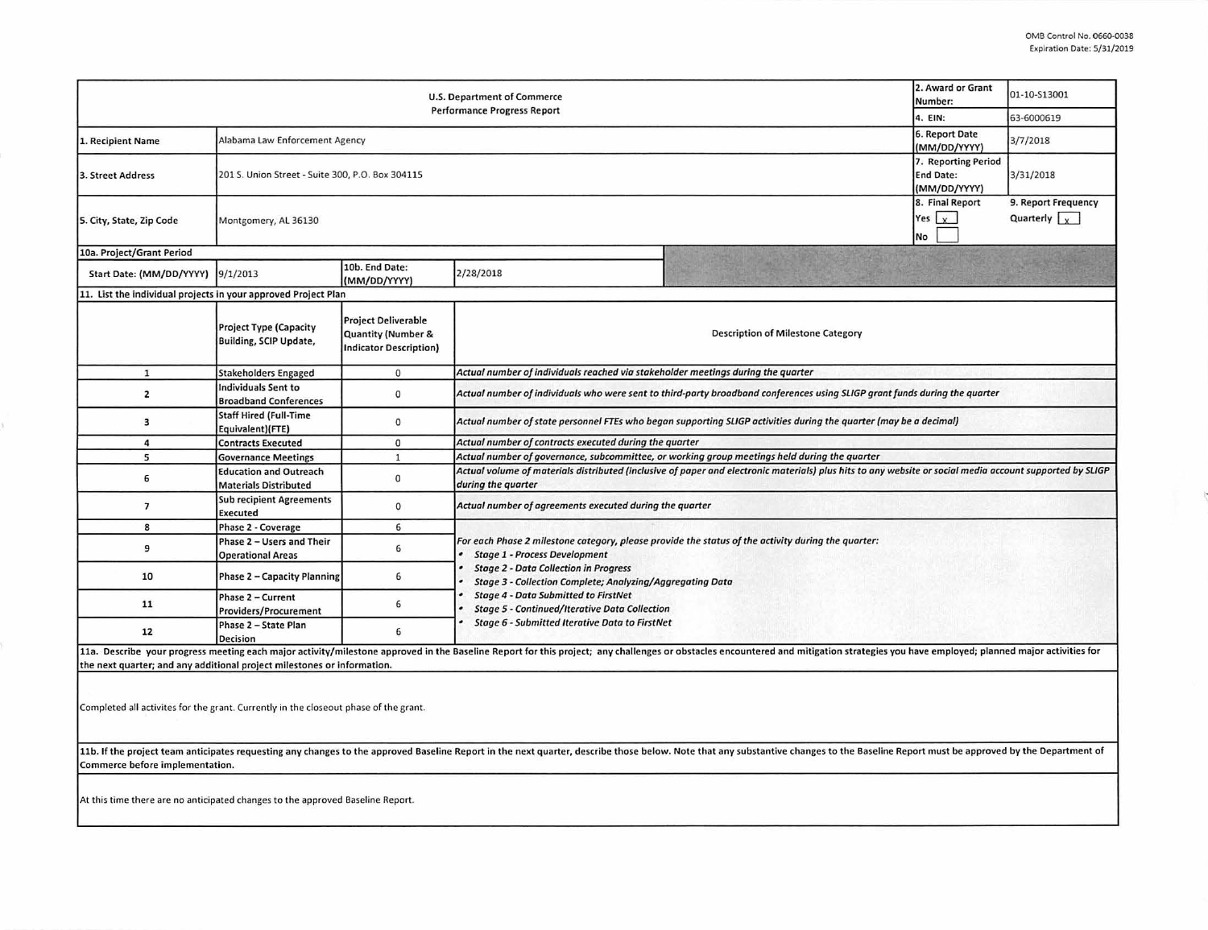OMB Control No. 0660-0038
Expiration Date: 5/31/2019

| U.S. Department of Commerce Performance Progress Report | | | | 2. Award or Grant Number: | 01-10-S13001 |
|---|---|---|---|---|---|
| | | | | 4. EIN: | 63-6000619 |
| 1. Recipient Name | Alabama Law Enforcement Agency | | | 6. Report Date (MM/DD/YYYY) | 3/7/2018 |
| 3. Street Address | 201 S. Union Street - Suite 300, P.O. Box 304115 | | | 7. Reporting Period End Date: (MM/DD/YYYY) | 3/31/2018 |
| 5. City, State, Zip Code | Montgomery, AL 36130 | | | 8. Final Report Yes [x] No [ ] | 9. Report Frequency Quarterly [x] |
| 10a. Project/Grant Period | | | | | |
| Start Date: (MM/DD/YYYY) | 9/1/2013 | 10b. End Date: (MM/DD/YYYY) | 2/28/2018 | | |

**11. List the individual projects in your approved Project Plan**

| | Project Type (Capacity Building, SCIP Update, | Project Deliverable Quantity (Number & Indicator Description) | Description of Milestone Category |
|---|---|---|---|
| 1 | Stakeholders Engaged | 0 | *Actual number of individuals reached via stakeholder meetings during the quarter* |
| 2 | Individuals Sent to Broadband Conferences | 0 | *Actual number of individuals who were sent to third-party broadband conferences using SLIGP grant funds during the quarter* |
| 3 | Staff Hired (Full-Time Equivalent)(FTE) | 0 | *Actual number of state personnel FTEs who began supporting SLIGP activities during the quarter (may be a decimal)* |
| 4 | Contracts Executed | 0 | *Actual number of contracts executed during the quarter* |
| 5 | Governance Meetings | 1 | *Actual number of governance, subcommittee, or working group meetings held during the quarter* |
| 6 | Education and Outreach Materials Distributed | 0 | *Actual volume of materials distributed (inclusive of paper and electronic materials) plus hits to any website or social media account supported by SLIGP during the quarter* |
| 7 | Sub recipient Agreements Executed | 0 | *Actual number of agreements executed during the quarter* |
| 8 | Phase 2 - Coverage | 6 | *For each Phase 2 milestone category, please provide the status of the activity during the quarter:* • *Stage 1 - Process Development* • *Stage 2 - Data Collection in Progress* • *Stage 3 - Collection Complete; Analyzing/Aggregating Data* • *Stage 4 - Data Submitted to FirstNet* • *Stage 5 - Continued/Iterative Data Collection* • *Stage 6 - Submitted Iterative Data to FirstNet* |
| 9 | Phase 2 – Users and Their Operational Areas | 6 | |
| 10 | Phase 2 – Capacity Planning | 6 | |
| 11 | Phase 2 – Current Providers/Procurement | 6 | |
| 12 | Phase 2 – State Plan Decision | 6 | |

**11a. Describe your progress meeting each major activity/milestone approved in the Baseline Report for this project; any challenges or obstacles encountered and mitigation strategies you have employed; planned major activities for the next quarter; and any additional project milestones or information.**

Completed all activites for the grant. Currently in the closeout phase of the grant.

**11b. If the project team anticipates requesting any changes to the approved Baseline Report in the next quarter, describe those below. Note that any substantive changes to the Baseline Report must be approved by the Department of Commerce before implementation.**

At this time there are no anticipated changes to the approved Baseline Report.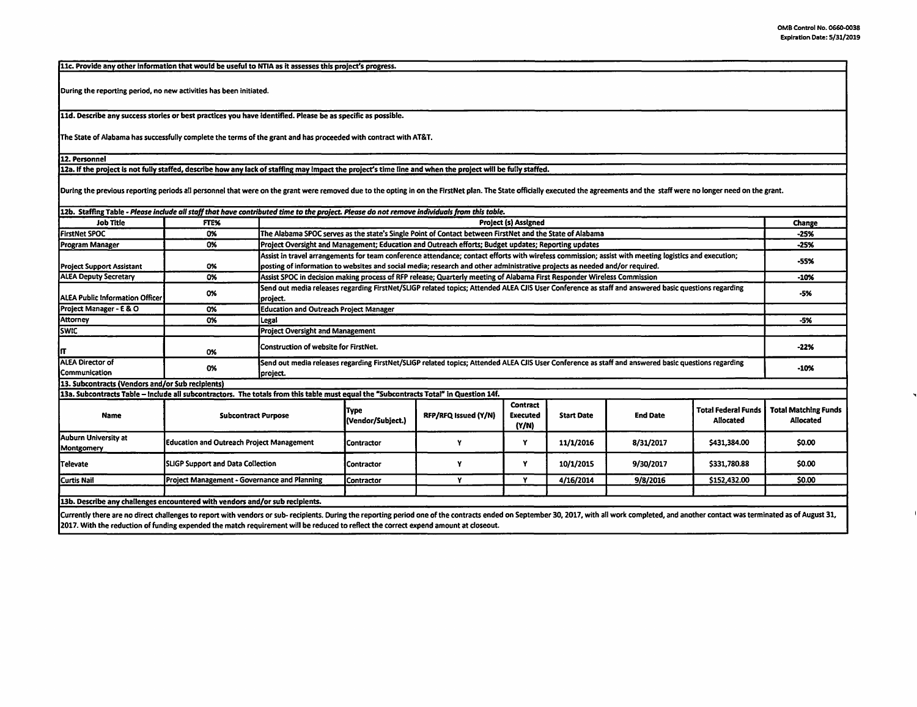OMB Control No. 0660-0038
Expiration Date: 5/31/2019

**11c. Provide any other information that would be useful to NTIA as it assesses this project's progress.**

During the reporting period, no new activities has been initiated.

**11d. Describe any success stories or best practices you have identified. Please be as specific as possible.**

The State of Alabama has successfully complete the terms of the grant and has proceeded with contract with AT&T.

**12. Personnel**

**12a. If the project is not fully staffed, describe how any lack of staffing may impact the project's time line and when the project will be fully staffed.**

During the previous reporting periods all personnel that were on the grant were removed due to the opting in on the FirstNet plan. The State officially executed the agreements and the staff were no longer need on the grant.

**12b. Staffing Table - *Please include all staff that have contributed time to the project. Please do not remove individuals from this table.***

| Job Title | FTE% | Project (s) Assigned | Change |
|---|---|---|---|
| FirstNet SPOC | 0% | The Alabama SPOC serves as the state's Single Point of Contact between FirstNet and the State of Alabama | -25% |
| Program Manager | 0% | Project Oversight and Management; Education and Outreach efforts; Budget updates; Reporting updates | -25% |
| Project Support Assistant | 0% | Assist in travel arrangements for team conference attendance; contact efforts with wireless commission; assist with meeting logistics and execution; posting of information to websites and social media; research and other administrative projects as needed and/or required. | -55% |
| ALEA Deputy Secretary | 0% | Assist SPOC in decision making process of RFP release; Quarterly meeting of Alabama First Responder Wireless Commission | -10% |
| ALEA Public Information Officer | 0% | Send out media releases regarding FirstNet/SLIGP related topics; Attended ALEA CJIS User Conference as staff and answered basic questions regarding project. | -5% |
| Project Manager - E & O | 0% | Education and Outreach Project Manager | |
| Attorney | 0% | Legal | -5% |
| SWIC | | Project Oversight and Management | |
| IT | 0% | Construction of website for FirstNet. | -22% |
| ALEA Director of Communication | 0% | Send out media releases regarding FirstNet/SLIGP related topics; Attended ALEA CJIS User Conference as staff and answered basic questions regarding project. | -10% |

**13. Subcontracts (Vendors and/or Sub recipients)**

**13a. Subcontracts Table – Include all subcontractors. The totals from this table must equal the "Subcontracts Total" in Question 14f.**

| Name | Subcontract Purpose | Type (Vendor/Subject.) | RFP/RFQ Issued (Y/N) | Contract Executed (Y/N) | Start Date | End Date | Total Federal Funds Allocated | Total Matching Funds Allocated |
|---|---|---|---|---|---|---|---|---|
| Auburn University at Montgomery | Education and Outreach Project Management | Contractor | Y | Y | 11/1/2016 | 8/31/2017 | $431,384.00 | $0.00 |
| Televate | SLIGP Support and Data Collection | Contractor | Y | Y | 10/1/2015 | 9/30/2017 | $331,780.88 | $0.00 |
| Curtis Nail | Project Management - Governance and Planning | Contractor | Y | Y | 4/16/2014 | 9/8/2016 | $152,432.00 | $0.00 |
| | | | | | | | | |

**13b. Describe any challenges encountered with vendors and/or sub recipients.**

Currently there are no direct challenges to report with vendors or sub- recipients. During the reporting period one of the contracts ended on September 30, 2017, with all work completed, and another contact was terminated as of August 31, 2017. With the reduction of funding expended the match requirement will be reduced to reflect the correct expend amount at closeout.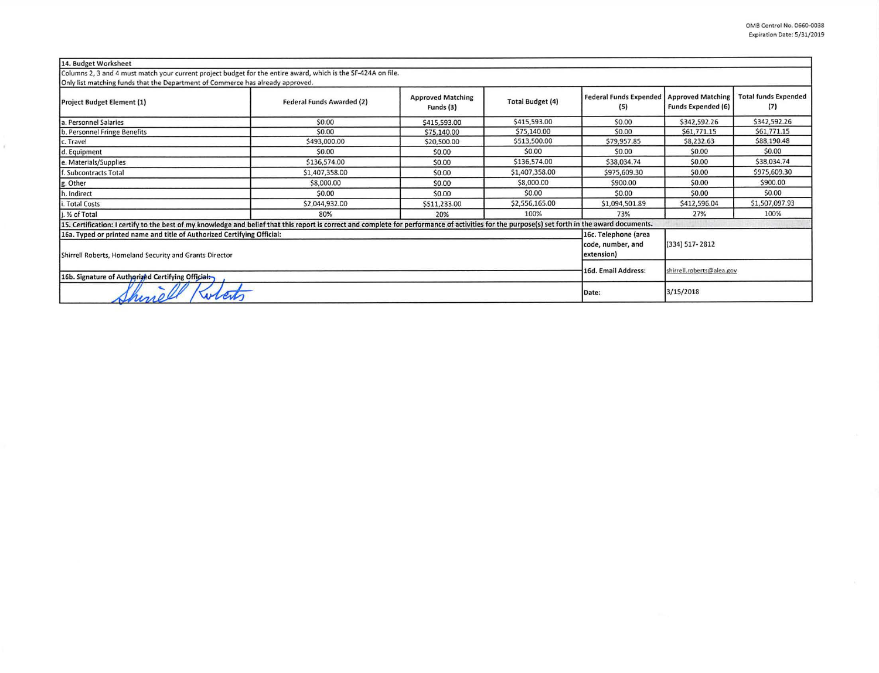OMB Control No. 0660-0038
Expiration Date: 5/31/2019

| 14. Budget Worksheet | | | | | | |
|---|---|---|---|---|---|---|
| Columns 2, 3 and 4 must match your current project budget for the entire award, which is the SF-424A on file. Only list matching funds that the Department of Commerce has already approved. | | | | | | |
| Project Budget Element (1) | Federal Funds Awarded (2) | Approved Matching Funds (3) | Total Budget (4) | Federal Funds Expended (5) | Approved Matching Funds Expended (6) | Total funds Expended (7) |
| a. Personnel Salaries | $0.00 | $415,593.00 | $415,593.00 | $0.00 | $342,592.26 | $342,592.26 |
| b. Personnel Fringe Benefits | $0.00 | $75,140.00 | $75,140.00 | $0.00 | $61,771.15 | $61,771.15 |
| c. Travel | $493,000.00 | $20,500.00 | $513,500.00 | $79,957.85 | $8,232.63 | $88,190.48 |
| d. Equipment | $0.00 | $0.00 | $0.00 | $0.00 | $0.00 | $0.00 |
| e. Materials/Supplies | $136,574.00 | $0.00 | $136,574.00 | $38,034.74 | $0.00 | $38,034.74 |
| f. Subcontracts Total | $1,407,358.00 | $0.00 | $1,407,358.00 | $975,609.30 | $0.00 | $975,609.30 |
| g. Other | $8,000.00 | $0.00 | $8,000.00 | $900.00 | $0.00 | $900.00 |
| h. Indirect | $0.00 | $0.00 | $0.00 | $0.00 | $0.00 | $0.00 |
| i. Total Costs | $2,044,932.00 | $511,233.00 | $2,556,165.00 | $1,094,501.89 | $412,596.04 | $1,507,097.93 |
| j. % of Total | 80% | 20% | 100% | 73% | 27% | 100% |

15. Certification: I certify to the best of my knowledge and belief that this report is correct and complete for performance of activities for the purpose(s) set forth in the award documents.

| | | |
|---|---|---|
| 16a. Typed or printed name and title of Authorized Certifying Official: Shirrell Roberts, Homeland Security and Grants Director | 16c. Telephone (area code, number, and extension) | (334) 517-2812 |
| 16b. Signature of Authorized Certifying Official: Shirrell Roberts | 16d. Email Address: | shirrell.roberts@alea.gov |
| | Date: | 3/15/2018 |